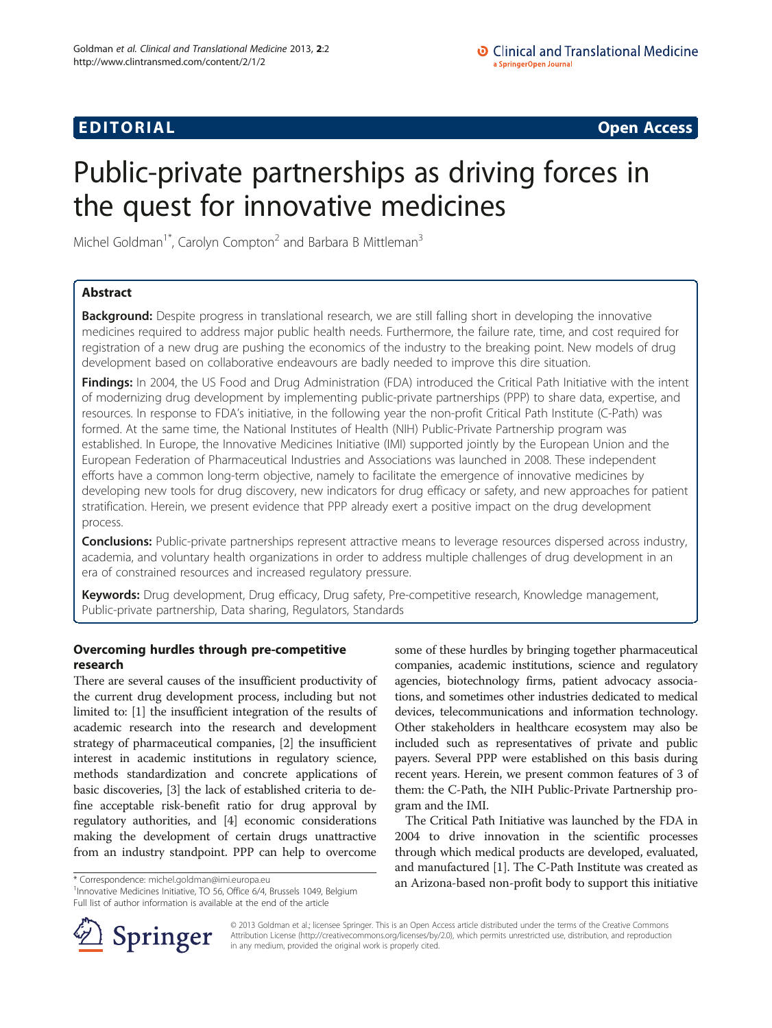EDITORIAL Open Access

# Public-private partnerships as driving forces in the quest for innovative medicines

Michel Goldman[1*], Carolyn Compton[2] and Barbara B Mittleman[3]

## Abstract

**Background:** Despite progress in translational research, we are still falling short in developing the innovative medicines required to address major public health needs. Furthermore, the failure rate, time, and cost required for registration of a new drug are pushing the economics of the industry to the breaking point. New models of drug development based on collaborative endeavours are badly needed to improve this dire situation.

**Findings:** In 2004, the US Food and Drug Administration (FDA) introduced the Critical Path Initiative with the intent of modernizing drug development by implementing public-private partnerships (PPP) to share data, expertise, and resources. In response to FDA's initiative, in the following year the non-profit Critical Path Institute (C-Path) was formed. At the same time, the National Institutes of Health (NIH) Public-Private Partnership program was established. In Europe, the Innovative Medicines Initiative (IMI) supported jointly by the European Union and the European Federation of Pharmaceutical Industries and Associations was launched in 2008. These independent efforts have a common long-term objective, namely to facilitate the emergence of innovative medicines by developing new tools for drug discovery, new indicators for drug efficacy or safety, and new approaches for patient stratification. Herein, we present evidence that PPP already exert a positive impact on the drug development process.

**Conclusions:** Public-private partnerships represent attractive means to leverage resources dispersed across industry, academia, and voluntary health organizations in order to address multiple challenges of drug development in an era of constrained resources and increased regulatory pressure.

**Keywords:** Drug development, Drug efficacy, Drug safety, Pre-competitive research, Knowledge management, Public-private partnership, Data sharing, Regulators, Standards

### Overcoming hurdles through pre-competitive research

There are several causes of the insufficient productivity of the current drug development process, including but not limited to: [1] the insufficient integration of the results of academic research into the research and development strategy of pharmaceutical companies, [2] the insufficient interest in academic institutions in regulatory science, methods standardization and concrete applications of basic discoveries, [3] the lack of established criteria to define acceptable risk-benefit ratio for drug approval by regulatory authorities, and [4] economic considerations making the development of certain drugs unattractive from an industry standpoint. PPP can help to overcome some of these hurdles by bringing together pharmaceutical companies, academic institutions, science and regulatory agencies, biotechnology firms, patient advocacy associations, and sometimes other industries dedicated to medical devices, telecommunications and information technology. Other stakeholders in healthcare ecosystem may also be included such as representatives of private and public payers. Several PPP were established on this basis during recent years. Herein, we present common features of 3 of them: the C-Path, the NIH Public-Private Partnership program and the IMI.

The Critical Path Initiative was launched by the FDA in 2004 to drive innovation in the scientific processes through which medical products are developed, evaluated, and manufactured [1]. The C-Path Institute was created as an Arizona-based non-profit body to support this initiative

\* Correspondence: michel.goldman@imi.europa.eu
[1]Innovative Medicines Initiative, TO 56, Office 6/4, Brussels 1049, Belgium
Full list of author information is available at the end of the article

© 2013 Goldman et al.; licensee Springer. This is an Open Access article distributed under the terms of the Creative Commons Attribution License (http://creativecommons.org/licenses/by/2.0), which permits unrestricted use, distribution, and reproduction in any medium, provided the original work is properly cited.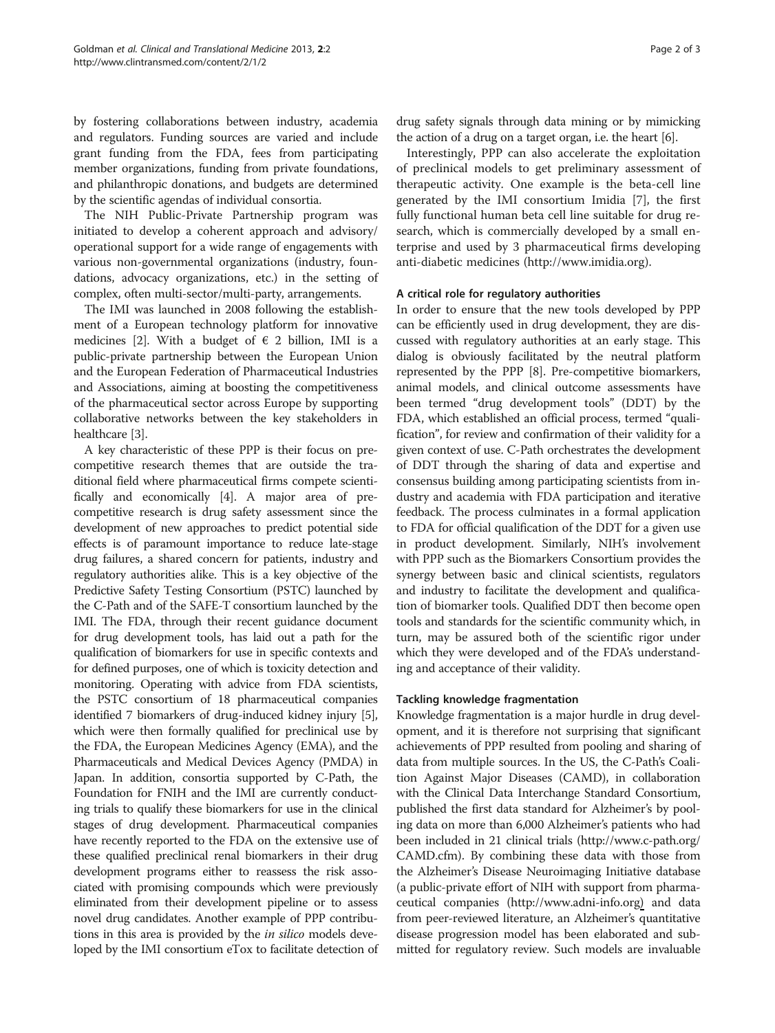by fostering collaborations between industry, academia and regulators. Funding sources are varied and include grant funding from the FDA, fees from participating member organizations, funding from private foundations, and philanthropic donations, and budgets are determined by the scientific agendas of individual consortia.

The NIH Public-Private Partnership program was initiated to develop a coherent approach and advisory/operational support for a wide range of engagements with various non-governmental organizations (industry, foundations, advocacy organizations, etc.) in the setting of complex, often multi-sector/multi-party, arrangements.

The IMI was launched in 2008 following the establishment of a European technology platform for innovative medicines [2]. With a budget of € 2 billion, IMI is a public-private partnership between the European Union and the European Federation of Pharmaceutical Industries and Associations, aiming at boosting the competitiveness of the pharmaceutical sector across Europe by supporting collaborative networks between the key stakeholders in healthcare [3].

A key characteristic of these PPP is their focus on pre-competitive research themes that are outside the traditional field where pharmaceutical firms compete scientifically and economically [4]. A major area of pre-competitive research is drug safety assessment since the development of new approaches to predict potential side effects is of paramount importance to reduce late-stage drug failures, a shared concern for patients, industry and regulatory authorities alike. This is a key objective of the Predictive Safety Testing Consortium (PSTC) launched by the C-Path and of the SAFE-T consortium launched by the IMI. The FDA, through their recent guidance document for drug development tools, has laid out a path for the qualification of biomarkers for use in specific contexts and for defined purposes, one of which is toxicity detection and monitoring. Operating with advice from FDA scientists, the PSTC consortium of 18 pharmaceutical companies identified 7 biomarkers of drug-induced kidney injury [5], which were then formally qualified for preclinical use by the FDA, the European Medicines Agency (EMA), and the Pharmaceuticals and Medical Devices Agency (PMDA) in Japan. In addition, consortia supported by C-Path, the Foundation for FNIH and the IMI are currently conducting trials to qualify these biomarkers for use in the clinical stages of drug development. Pharmaceutical companies have recently reported to the FDA on the extensive use of these qualified preclinical renal biomarkers in their drug development programs either to reassess the risk associated with promising compounds which were previously eliminated from their development pipeline or to assess novel drug candidates. Another example of PPP contributions in this area is provided by the *in silico* models developed by the IMI consortium eTox to facilitate detection of drug safety signals through data mining or by mimicking the action of a drug on a target organ, i.e. the heart [6].

Interestingly, PPP can also accelerate the exploitation of preclinical models to get preliminary assessment of therapeutic activity. One example is the beta-cell line generated by the IMI consortium Imidia [7], the first fully functional human beta cell line suitable for drug research, which is commercially developed by a small enterprise and used by 3 pharmaceutical firms developing anti-diabetic medicines (http://www.imidia.org).

### A critical role for regulatory authorities

In order to ensure that the new tools developed by PPP can be efficiently used in drug development, they are discussed with regulatory authorities at an early stage. This dialog is obviously facilitated by the neutral platform represented by the PPP [8]. Pre-competitive biomarkers, animal models, and clinical outcome assessments have been termed "drug development tools" (DDT) by the FDA, which established an official process, termed "qualification", for review and confirmation of their validity for a given context of use. C-Path orchestrates the development of DDT through the sharing of data and expertise and consensus building among participating scientists from industry and academia with FDA participation and iterative feedback. The process culminates in a formal application to FDA for official qualification of the DDT for a given use in product development. Similarly, NIH's involvement with PPP such as the Biomarkers Consortium provides the synergy between basic and clinical scientists, regulators and industry to facilitate the development and qualification of biomarker tools. Qualified DDT then become open tools and standards for the scientific community which, in turn, may be assured both of the scientific rigor under which they were developed and of the FDA's understanding and acceptance of their validity.

### Tackling knowledge fragmentation

Knowledge fragmentation is a major hurdle in drug development, and it is therefore not surprising that significant achievements of PPP resulted from pooling and sharing of data from multiple sources. In the US, the C-Path's Coalition Against Major Diseases (CAMD), in collaboration with the Clinical Data Interchange Standard Consortium, published the first data standard for Alzheimer's by pooling data on more than 6,000 Alzheimer's patients who had been included in 21 clinical trials (http://www.c-path.org/CAMD.cfm). By combining these data with those from the Alzheimer's Disease Neuroimaging Initiative database (a public-private effort of NIH with support from pharmaceutical companies (http://www.adni-info.org) and data from peer-reviewed literature, an Alzheimer's quantitative disease progression model has been elaborated and submitted for regulatory review. Such models are invaluable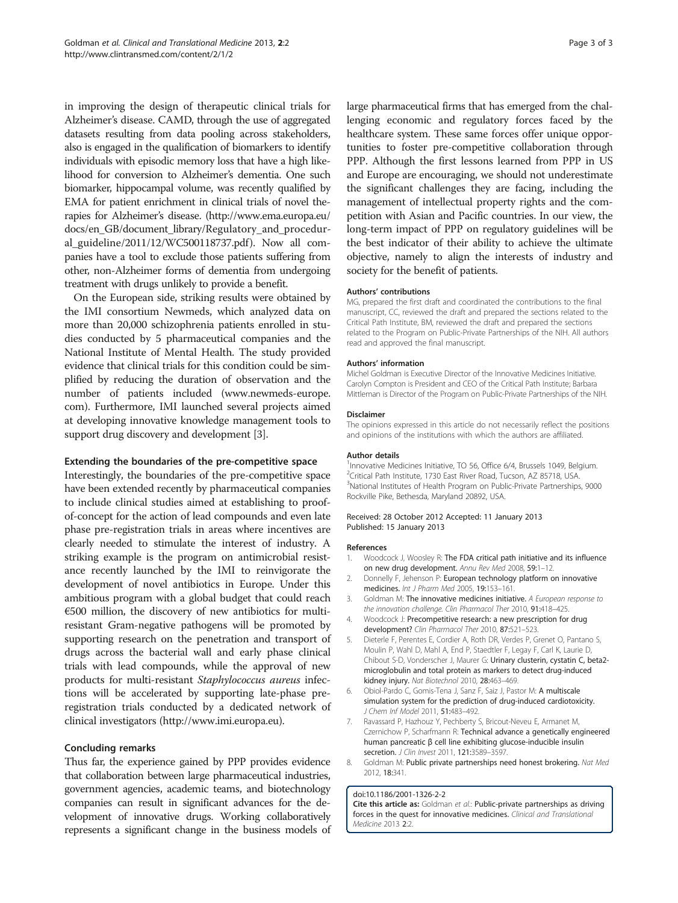in improving the design of therapeutic clinical trials for Alzheimer's disease. CAMD, through the use of aggregated datasets resulting from data pooling across stakeholders, also is engaged in the qualification of biomarkers to identify individuals with episodic memory loss that have a high likelihood for conversion to Alzheimer's dementia. One such biomarker, hippocampal volume, was recently qualified by EMA for patient enrichment in clinical trials of novel therapies for Alzheimer's disease. (http://www.ema.europa.eu/docs/en_GB/document_library/Regulatory_and_procedural_guideline/2011/12/WC500118737.pdf). Now all companies have a tool to exclude those patients suffering from other, non-Alzheimer forms of dementia from undergoing treatment with drugs unlikely to provide a benefit.

On the European side, striking results were obtained by the IMI consortium Newmeds, which analyzed data on more than 20,000 schizophrenia patients enrolled in studies conducted by 5 pharmaceutical companies and the National Institute of Mental Health. The study provided evidence that clinical trials for this condition could be simplified by reducing the duration of observation and the number of patients included (www.newmeds-europe.com). Furthermore, IMI launched several projects aimed at developing innovative knowledge management tools to support drug discovery and development [3].

### Extending the boundaries of the pre-competitive space

Interestingly, the boundaries of the pre-competitive space have been extended recently by pharmaceutical companies to include clinical studies aimed at establishing to proof-of-concept for the action of lead compounds and even late phase pre-registration trials in areas where incentives are clearly needed to stimulate the interest of industry. A striking example is the program on antimicrobial resistance recently launched by the IMI to reinvigorate the development of novel antibiotics in Europe. Under this ambitious program with a global budget that could reach €500 million, the discovery of new antibiotics for multi-resistant Gram-negative pathogens will be promoted by supporting research on the penetration and transport of drugs across the bacterial wall and early phase clinical trials with lead compounds, while the approval of new products for multi-resistant *Staphylococcus aureus* infections will be accelerated by supporting late-phase pre-registration trials conducted by a dedicated network of clinical investigators (http://www.imi.europa.eu).

### Concluding remarks

Thus far, the experience gained by PPP provides evidence that collaboration between large pharmaceutical industries, government agencies, academic teams, and biotechnology companies can result in significant advances for the development of innovative drugs. Working collaboratively represents a significant change in the business models of large pharmaceutical firms that has emerged from the challenging economic and regulatory forces faced by the healthcare system. These same forces offer unique opportunities to foster pre-competitive collaboration through PPP. Although the first lessons learned from PPP in US and Europe are encouraging, we should not underestimate the significant challenges they are facing, including the management of intellectual property rights and the competition with Asian and Pacific countries. In our view, the long-term impact of PPP on regulatory guidelines will be the best indicator of their ability to achieve the ultimate objective, namely to align the interests of industry and society for the benefit of patients.

#### Authors' contributions

MG, prepared the first draft and coordinated the contributions to the final manuscript, CC, reviewed the draft and prepared the sections related to the Critical Path Institute, BM, reviewed the draft and prepared the sections related to the Program on Public-Private Partnerships of the NIH. All authors read and approved the final manuscript.

#### Authors' information

Michel Goldman is Executive Director of the Innovative Medicines Initiative. Carolyn Compton is President and CEO of the Critical Path Institute; Barbara Mittleman is Director of the Program on Public-Private Partnerships of the NIH.

#### Disclaimer

The opinions expressed in this article do not necessarily reflect the positions and opinions of the institutions with which the authors are affiliated.

#### Author details

[1]Innovative Medicines Initiative, TO 56, Office 6/4, Brussels 1049, Belgium. [2]Critical Path Institute, 1730 East River Road, Tucson, AZ 85718, USA. [3]National Institutes of Health Program on Public-Private Partnerships, 9000 Rockville Pike, Bethesda, Maryland 20892, USA.

Received: 28 October 2012 Accepted: 11 January 2013
Published: 15 January 2013

#### References

1. Woodcock J, Woosley R: **The FDA critical path initiative and its influence on new drug development.** *Annu Rev Med* 2008, **59:**1–12.
2. Donnelly F, Jehenson P: **European technology platform on innovative medicines.** *Int J Pharm Med* 2005, **19:**153–161.
3. Goldman M: **The innovative medicines initiative.** *A European response to the innovation challenge. Clin Pharmacol Ther* 2010, **91:**418–425.
4. Woodcock J: **Precompetitive research: a new prescription for drug development?** *Clin Pharmacol Ther* 2010, **87:**521–523.
5. Dieterle F, Perentes E, Cordier A, Roth DR, Verdes P, Grenet O, Pantano S, Moulin P, Wahl D, Mahl A, End P, Staedtler F, Legay F, Carl K, Laurie D, Chibout S-D, Vonderscher J, Maurer G: **Urinary clusterin, cystatin C, beta2-microglobulin and total protein as markers to detect drug-induced kidney injury.** *Nat Biotechnol* 2010, **28:**463–469.
6. Obiol-Pardo C, Gomis-Tena J, Sanz F, Saiz J, Pastor M: **A multiscale simulation system for the prediction of drug-induced cardiotoxicity.** *J Chem Inf Model* 2011, **51:**483–492.
7. Ravassard P, Hazhouz Y, Pechberty S, Bricout-Neveu E, Armanet M, Czernichow P, Scharfmann R: **Technical advance a genetically engineered human pancreatic β cell line exhibiting glucose-inducible insulin secretion.** *J Clin Invest* 2011, **121:**3589–3597.
8. Goldman M: **Public private partnerships need honest brokering.** *Nat Med* 2012, **18:**341.

doi:10.1186/2001-1326-2-2

**Cite this article as:** Goldman *et al.*: Public-private partnerships as driving forces in the quest for innovative medicines. *Clinical and Translational Medicine* 2013 **2**:2.